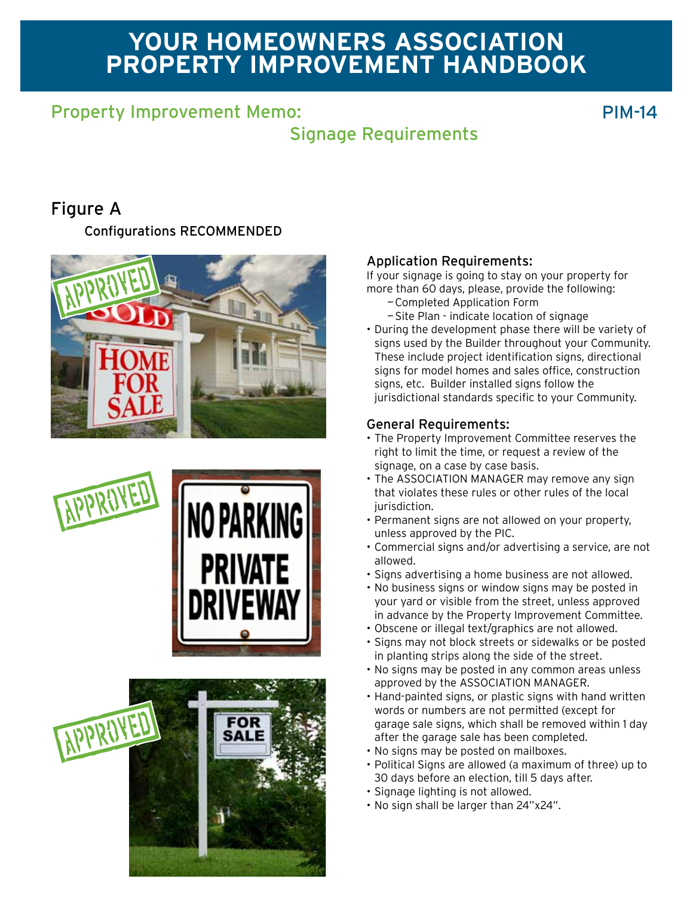# YOUR HOMEOWNERS ASSOCIATION PROPERTY IMPROVEMENT HANDBOOK

## Property Improvement Memo: Signage Requirements

PIM-14

### Figure A

Configurations RECOMMENDED

### Application Requirements:

If your signage is going to stay on your property for more than 60 days, please, provide the following:

- Completed Application Form
- Site Plan - indicate location of signage

- During the development phase there will be variety of signs used by the Builder throughout your Community. These include project identification signs, directional signs for model homes and sales office, construction signs, etc. Builder installed signs follow the jurisdictional standards specific to your Community.

### General Requirements:

- The Property Improvement Committee reserves the right to limit the time, or request a review of the signage, on a case by case basis.
- The ASSOCIATION MANAGER may remove any sign that violates these rules or other rules of the local jurisdiction.
- Permanent signs are not allowed on your property, unless approved by the PIC.
- Commercial signs and/or advertising a service, are not allowed.
- Signs advertising a home business are not allowed.
- No business signs or window signs may be posted in your yard or visible from the street, unless approved in advance by the Property Improvement Committee.
- Obscene or illegal text/graphics are not allowed.
- Signs may not block streets or sidewalks or be posted in planting strips along the side of the street.
- No signs may be posted in any common areas unless approved by the ASSOCIATION MANAGER.
- Hand-painted signs, or plastic signs with hand written words or numbers are not permitted (except for garage sale signs, which shall be removed within 1 day after the garage sale has been completed.
- No signs may be posted on mailboxes.
- Political Signs are allowed (a maximum of three) up to 30 days before an election, till 5 days after.
- Signage lighting is not allowed.
- No sign shall be larger than 24"x24".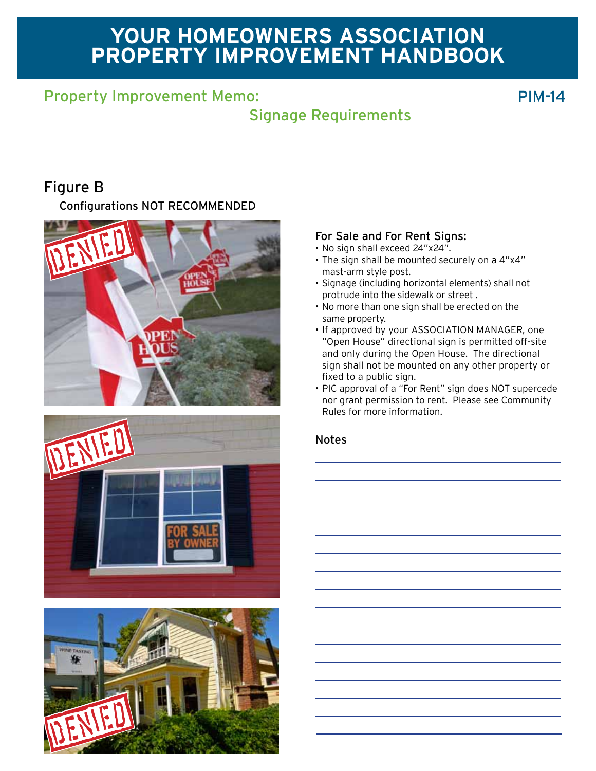# YOUR HOMEOWNERS ASSOCIATION PROPERTY IMPROVEMENT HANDBOOK

## Property Improvement Memo: Signage Requirements

PIM-14

### Figure B

Configurations NOT RECOMMENDED

### For Sale and For Rent Signs:

- No sign shall exceed 24"x24".
- The sign shall be mounted securely on a 4"x4" mast-arm style post.
- Signage (including horizontal elements) shall not protrude into the sidewalk or street .
- No more than one sign shall be erected on the same property.
- If approved by your ASSOCIATION MANAGER, one "Open House" directional sign is permitted off-site and only during the Open House. The directional sign shall not be mounted on any other property or fixed to a public sign.
- PIC approval of a "For Rent" sign does NOT supercede nor grant permission to rent. Please see Community Rules for more information.

### Notes